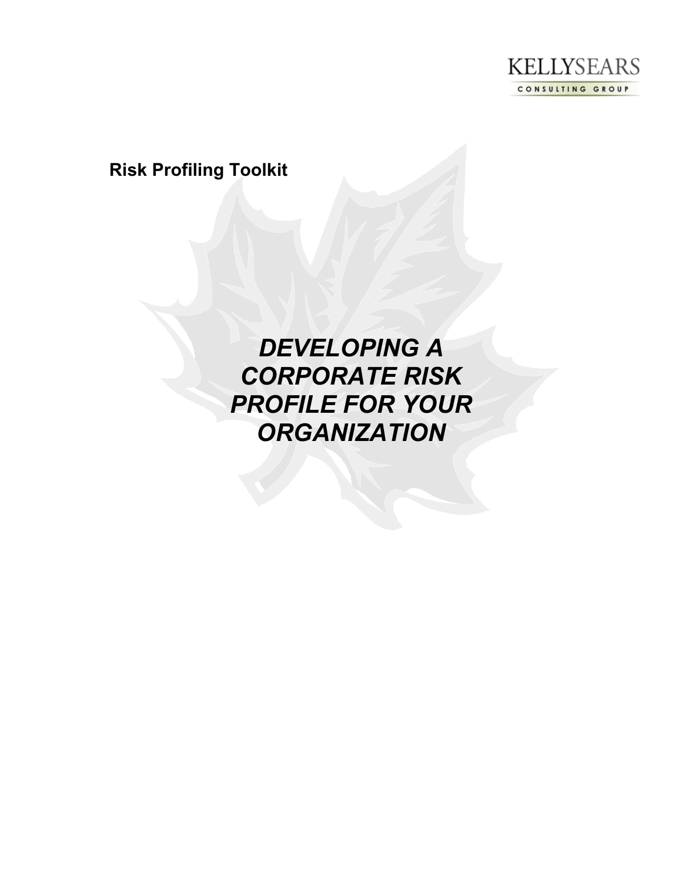KELLYSEARS
CONSULTING GROUP

**Risk Profiling Toolkit**

# *DEVELOPING A CORPORATE RISK PROFILE FOR YOUR ORGANIZATION*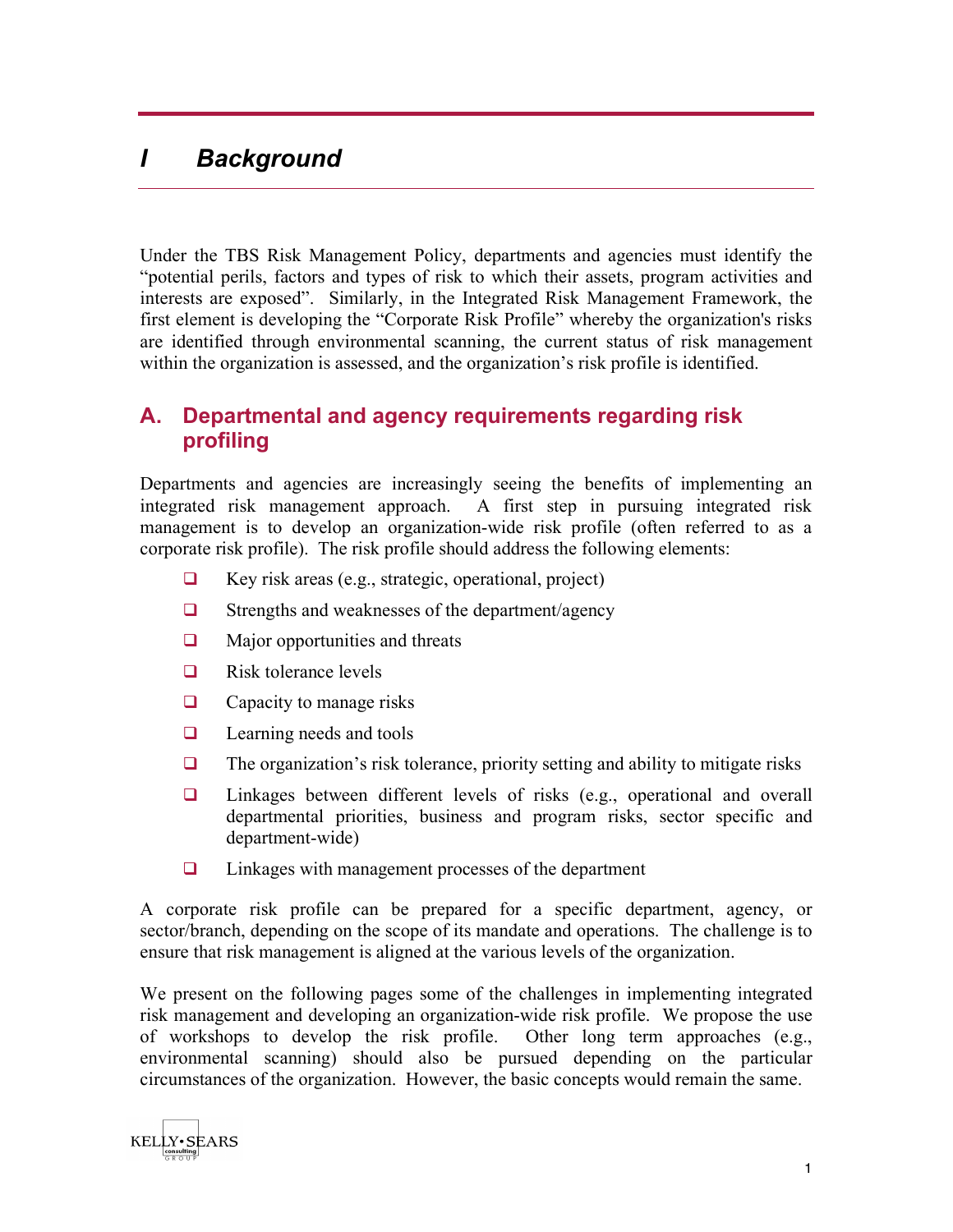# I Background

Under the TBS Risk Management Policy, departments and agencies must identify the "potential perils, factors and types of risk to which their assets, program activities and interests are exposed". Similarly, in the Integrated Risk Management Framework, the first element is developing the "Corporate Risk Profile" whereby the organization's risks are identified through environmental scanning, the current status of risk management within the organization is assessed, and the organization's risk profile is identified.

## A. Departmental and agency requirements regarding risk profiling

Departments and agencies are increasingly seeing the benefits of implementing an integrated risk management approach. A first step in pursuing integrated risk management is to develop an organization-wide risk profile (often referred to as a corporate risk profile). The risk profile should address the following elements:

- Key risk areas (e.g., strategic, operational, project)
- Strengths and weaknesses of the department/agency
- Major opportunities and threats
- Risk tolerance levels
- Capacity to manage risks
- Learning needs and tools
- The organization's risk tolerance, priority setting and ability to mitigate risks
- Linkages between different levels of risks (e.g., operational and overall departmental priorities, business and program risks, sector specific and department-wide)
- Linkages with management processes of the department

A corporate risk profile can be prepared for a specific department, agency, or sector/branch, depending on the scope of its mandate and operations. The challenge is to ensure that risk management is aligned at the various levels of the organization.

We present on the following pages some of the challenges in implementing integrated risk management and developing an organization-wide risk profile. We propose the use of workshops to develop the risk profile. Other long term approaches (e.g., environmental scanning) should also be pursued depending on the particular circumstances of the organization. However, the basic concepts would remain the same.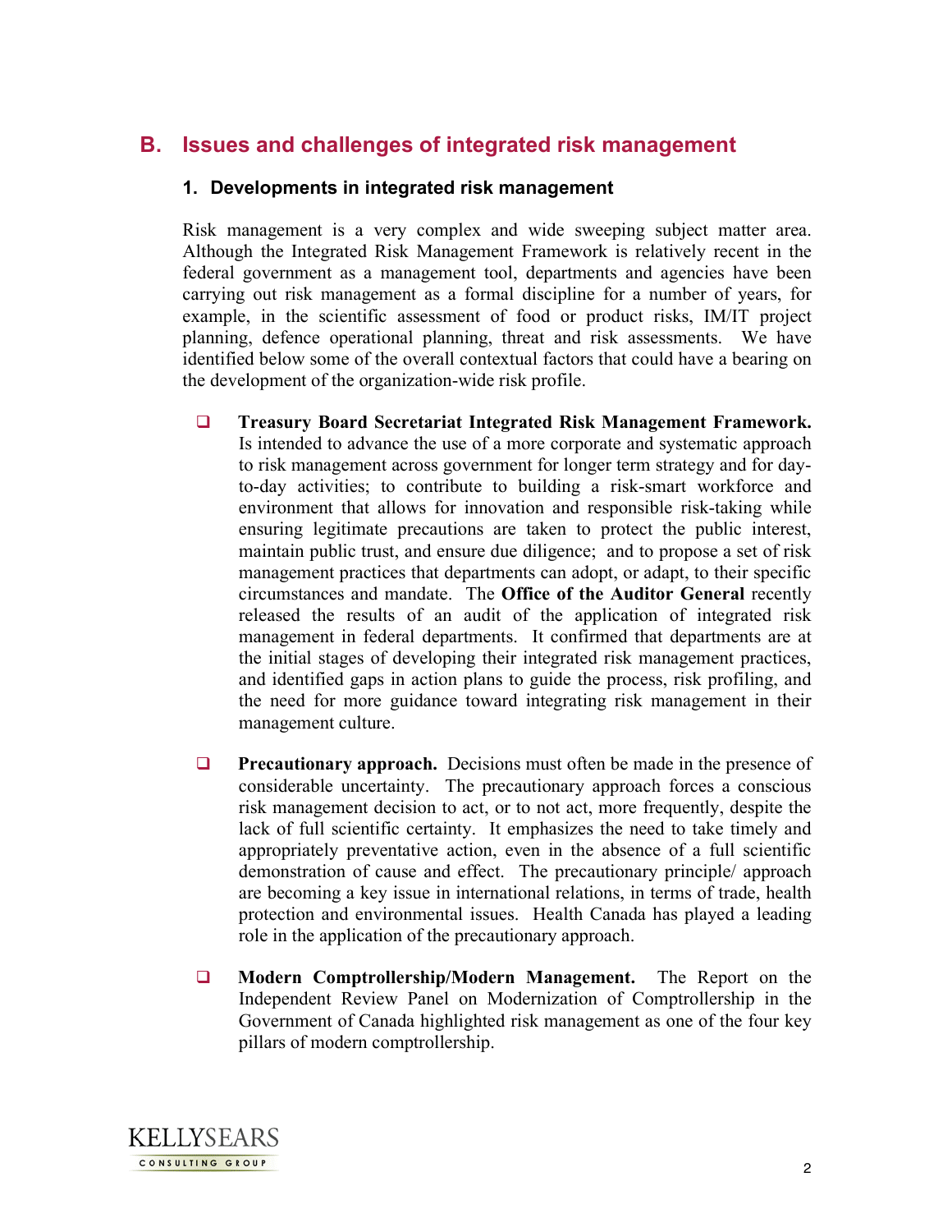## B. Issues and challenges of integrated risk management

### 1. Developments in integrated risk management

Risk management is a very complex and wide sweeping subject matter area. Although the Integrated Risk Management Framework is relatively recent in the federal government as a management tool, departments and agencies have been carrying out risk management as a formal discipline for a number of years, for example, in the scientific assessment of food or product risks, IM/IT project planning, defence operational planning, threat and risk assessments. We have identified below some of the overall contextual factors that could have a bearing on the development of the organization-wide risk profile.

- **Treasury Board Secretariat Integrated Risk Management Framework.** Is intended to advance the use of a more corporate and systematic approach to risk management across government for longer term strategy and for day-to-day activities; to contribute to building a risk-smart workforce and environment that allows for innovation and responsible risk-taking while ensuring legitimate precautions are taken to protect the public interest, maintain public trust, and ensure due diligence; and to propose a set of risk management practices that departments can adopt, or adapt, to their specific circumstances and mandate. The **Office of the Auditor General** recently released the results of an audit of the application of integrated risk management in federal departments. It confirmed that departments are at the initial stages of developing their integrated risk management practices, and identified gaps in action plans to guide the process, risk profiling, and the need for more guidance toward integrating risk management in their management culture.

- **Precautionary approach.** Decisions must often be made in the presence of considerable uncertainty. The precautionary approach forces a conscious risk management decision to act, or to not act, more frequently, despite the lack of full scientific certainty. It emphasizes the need to take timely and appropriately preventative action, even in the absence of a full scientific demonstration of cause and effect. The precautionary principle/ approach are becoming a key issue in international relations, in terms of trade, health protection and environmental issues. Health Canada has played a leading role in the application of the precautionary approach.

- **Modern Comptrollership/Modern Management.** The Report on the Independent Review Panel on Modernization of Comptrollership in the Government of Canada highlighted risk management as one of the four key pillars of modern comptrollership.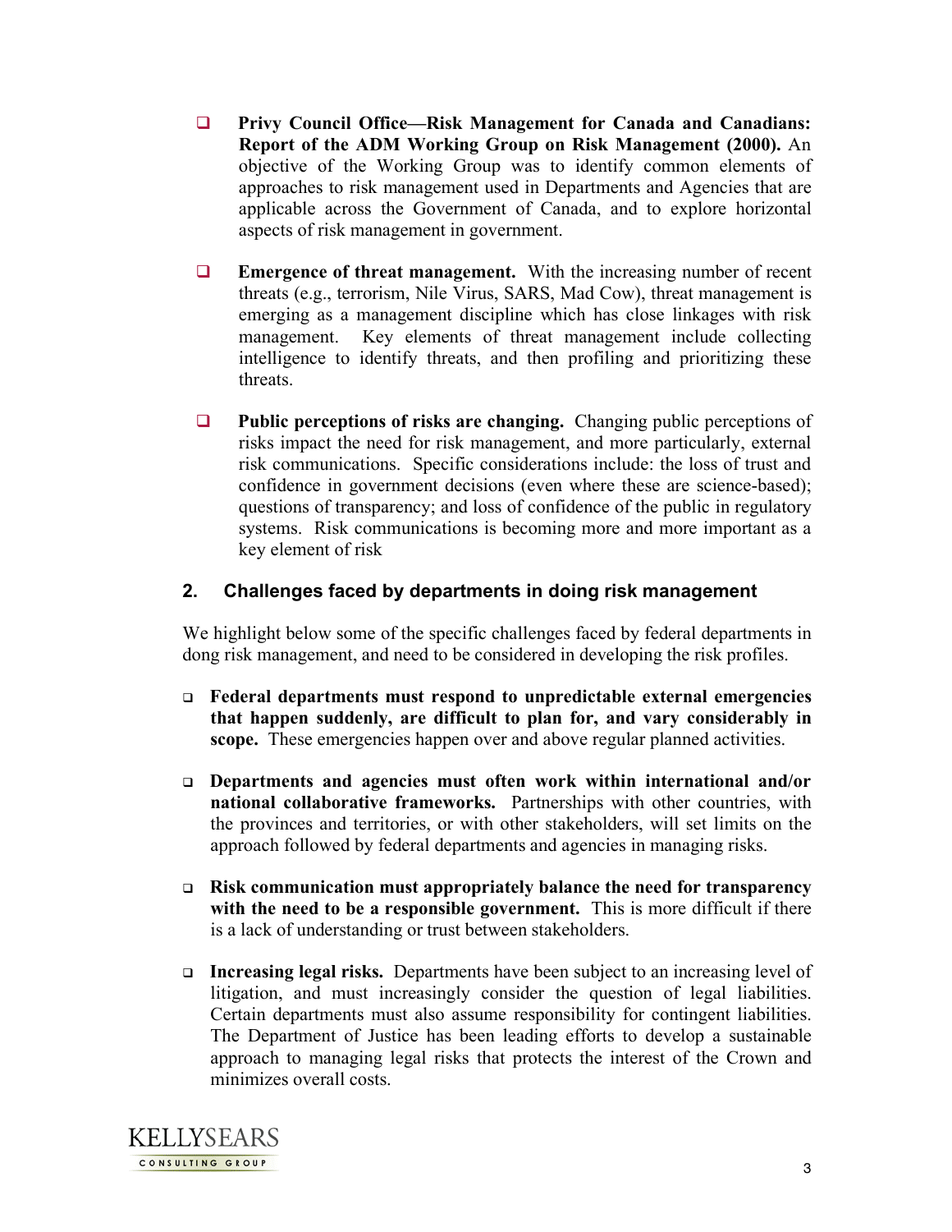- **Privy Council Office—Risk Management for Canada and Canadians: Report of the ADM Working Group on Risk Management (2000).** An objective of the Working Group was to identify common elements of approaches to risk management used in Departments and Agencies that are applicable across the Government of Canada, and to explore horizontal aspects of risk management in government.

- **Emergence of threat management.** With the increasing number of recent threats (e.g., terrorism, Nile Virus, SARS, Mad Cow), threat management is emerging as a management discipline which has close linkages with risk management. Key elements of threat management include collecting intelligence to identify threats, and then profiling and prioritizing these threats.

- **Public perceptions of risks are changing.** Changing public perceptions of risks impact the need for risk management, and more particularly, external risk communications. Specific considerations include: the loss of trust and confidence in government decisions (even where these are science-based); questions of transparency; and loss of confidence of the public in regulatory systems. Risk communications is becoming more and more important as a key element of risk

## 2. Challenges faced by departments in doing risk management

We highlight below some of the specific challenges faced by federal departments in dong risk management, and need to be considered in developing the risk profiles.

- **Federal departments must respond to unpredictable external emergencies that happen suddenly, are difficult to plan for, and vary considerably in scope.** These emergencies happen over and above regular planned activities.

- **Departments and agencies must often work within international and/or national collaborative frameworks.** Partnerships with other countries, with the provinces and territories, or with other stakeholders, will set limits on the approach followed by federal departments and agencies in managing risks.

- **Risk communication must appropriately balance the need for transparency with the need to be a responsible government.** This is more difficult if there is a lack of understanding or trust between stakeholders.

- **Increasing legal risks.** Departments have been subject to an increasing level of litigation, and must increasingly consider the question of legal liabilities. Certain departments must also assume responsibility for contingent liabilities. The Department of Justice has been leading efforts to develop a sustainable approach to managing legal risks that protects the interest of the Crown and minimizes overall costs.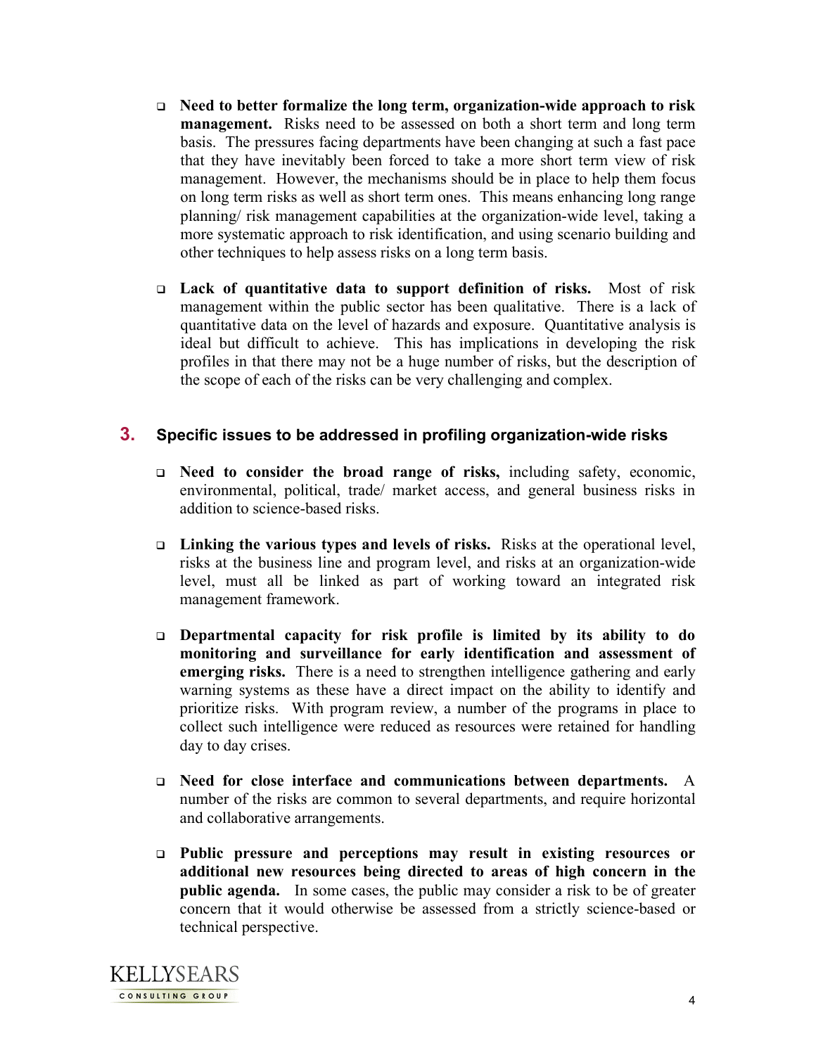- **Need to better formalize the long term, organization-wide approach to risk management.** Risks need to be assessed on both a short term and long term basis. The pressures facing departments have been changing at such a fast pace that they have inevitably been forced to take a more short term view of risk management. However, the mechanisms should be in place to help them focus on long term risks as well as short term ones. This means enhancing long range planning/ risk management capabilities at the organization-wide level, taking a more systematic approach to risk identification, and using scenario building and other techniques to help assess risks on a long term basis.

- **Lack of quantitative data to support definition of risks.** Most of risk management within the public sector has been qualitative. There is a lack of quantitative data on the level of hazards and exposure. Quantitative analysis is ideal but difficult to achieve. This has implications in developing the risk profiles in that there may not be a huge number of risks, but the description of the scope of each of the risks can be very challenging and complex.

## 3. Specific issues to be addressed in profiling organization-wide risks

- **Need to consider the broad range of risks,** including safety, economic, environmental, political, trade/ market access, and general business risks in addition to science-based risks.

- **Linking the various types and levels of risks.** Risks at the operational level, risks at the business line and program level, and risks at an organization-wide level, must all be linked as part of working toward an integrated risk management framework.

- **Departmental capacity for risk profile is limited by its ability to do monitoring and surveillance for early identification and assessment of emerging risks.** There is a need to strengthen intelligence gathering and early warning systems as these have a direct impact on the ability to identify and prioritize risks. With program review, a number of the programs in place to collect such intelligence were reduced as resources were retained for handling day to day crises.

- **Need for close interface and communications between departments.** A number of the risks are common to several departments, and require horizontal and collaborative arrangements.

- **Public pressure and perceptions may result in existing resources or additional new resources being directed to areas of high concern in the public agenda.** In some cases, the public may consider a risk to be of greater concern that it would otherwise be assessed from a strictly science-based or technical perspective.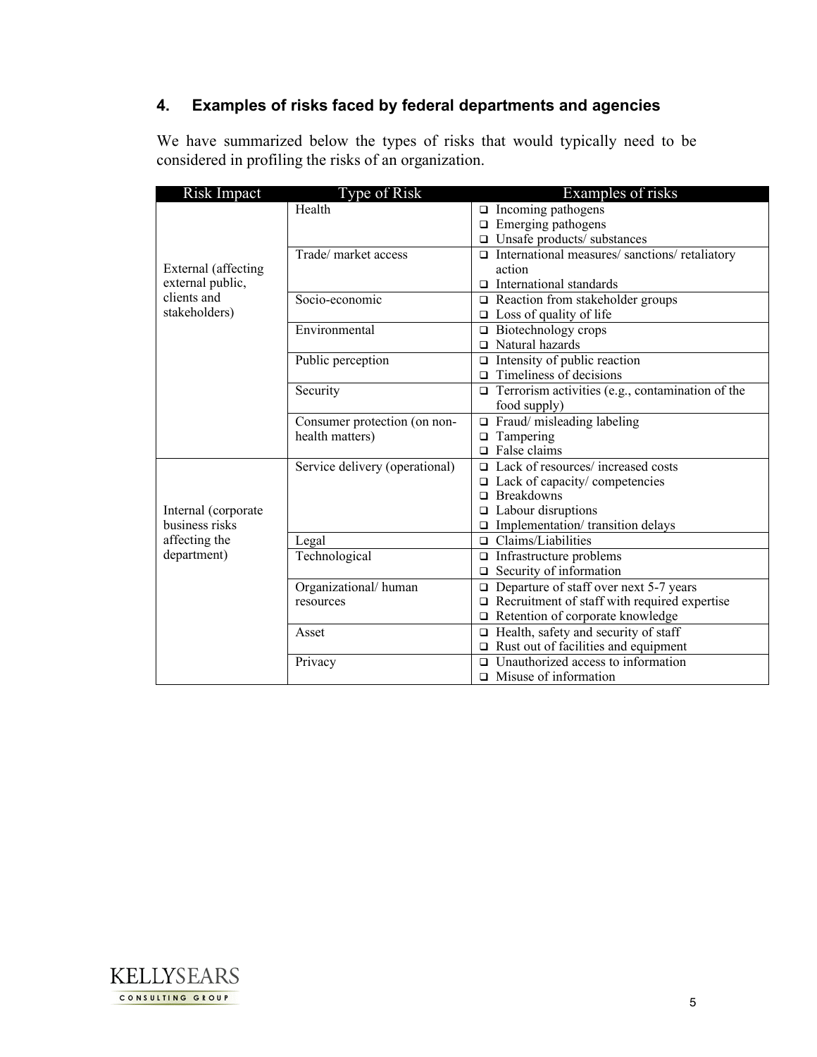## 4. Examples of risks faced by federal departments and agencies

We have summarized below the types of risks that would typically need to be considered in profiling the risks of an organization.

| Risk Impact | Type of Risk | Examples of risks |
|---|---|---|
| External (affecting external public, clients and stakeholders) | Health | ❑ Incoming pathogens<br>❑ Emerging pathogens<br>❑ Unsafe products/ substances |
| | Trade/ market access | ❑ International measures/ sanctions/ retaliatory action<br>❑ International standards |
| | Socio-economic | ❑ Reaction from stakeholder groups<br>❑ Loss of quality of life |
| | Environmental | ❑ Biotechnology crops<br>❑ Natural hazards |
| | Public perception | ❑ Intensity of public reaction<br>❑ Timeliness of decisions |
| | Security | ❑ Terrorism activities (e.g., contamination of the food supply) |
| | Consumer protection (on non-health matters) | ❑ Fraud/ misleading labeling<br>❑ Tampering<br>❑ False claims |
| Internal (corporate business risks affecting the department) | Service delivery (operational) | ❑ Lack of resources/ increased costs<br>❑ Lack of capacity/ competencies<br>❑ Breakdowns<br>❑ Labour disruptions<br>❑ Implementation/ transition delays |
| | Legal | ❑ Claims/Liabilities |
| | Technological | ❑ Infrastructure problems<br>❑ Security of information |
| | Organizational/ human resources | ❑ Departure of staff over next 5-7 years<br>❑ Recruitment of staff with required expertise<br>❑ Retention of corporate knowledge |
| | Asset | ❑ Health, safety and security of staff<br>❑ Rust out of facilities and equipment |
| | Privacy | ❑ Unauthorized access to information<br>❑ Misuse of information |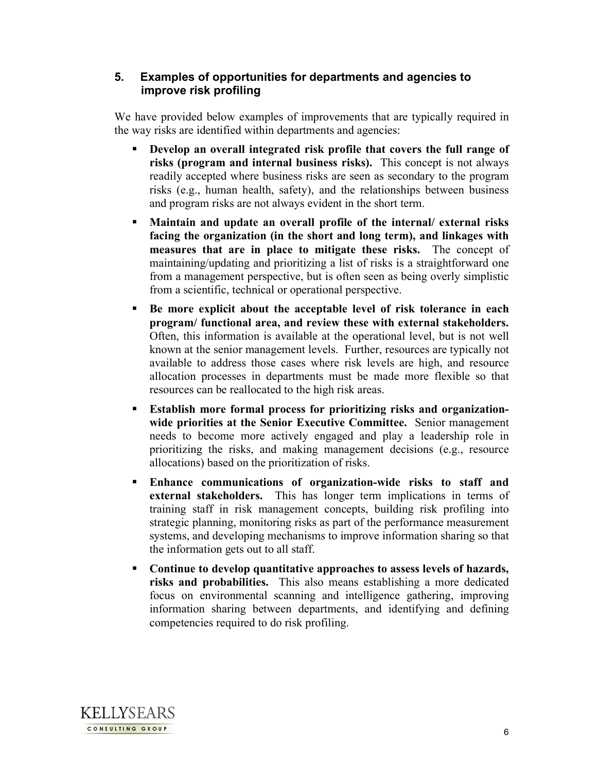## 5. Examples of opportunities for departments and agencies to improve risk profiling

We have provided below examples of improvements that are typically required in the way risks are identified within departments and agencies:

- **Develop an overall integrated risk profile that covers the full range of risks (program and internal business risks).** This concept is not always readily accepted where business risks are seen as secondary to the program risks (e.g., human health, safety), and the relationships between business and program risks are not always evident in the short term.
- **Maintain and update an overall profile of the internal/ external risks facing the organization (in the short and long term), and linkages with measures that are in place to mitigate these risks.** The concept of maintaining/updating and prioritizing a list of risks is a straightforward one from a management perspective, but is often seen as being overly simplistic from a scientific, technical or operational perspective.
- **Be more explicit about the acceptable level of risk tolerance in each program/ functional area, and review these with external stakeholders.** Often, this information is available at the operational level, but is not well known at the senior management levels. Further, resources are typically not available to address those cases where risk levels are high, and resource allocation processes in departments must be made more flexible so that resources can be reallocated to the high risk areas.
- **Establish more formal process for prioritizing risks and organization-wide priorities at the Senior Executive Committee.** Senior management needs to become more actively engaged and play a leadership role in prioritizing the risks, and making management decisions (e.g., resource allocations) based on the prioritization of risks.
- **Enhance communications of organization-wide risks to staff and external stakeholders.** This has longer term implications in terms of training staff in risk management concepts, building risk profiling into strategic planning, monitoring risks as part of the performance measurement systems, and developing mechanisms to improve information sharing so that the information gets out to all staff.
- **Continue to develop quantitative approaches to assess levels of hazards, risks and probabilities.** This also means establishing a more dedicated focus on environmental scanning and intelligence gathering, improving information sharing between departments, and identifying and defining competencies required to do risk profiling.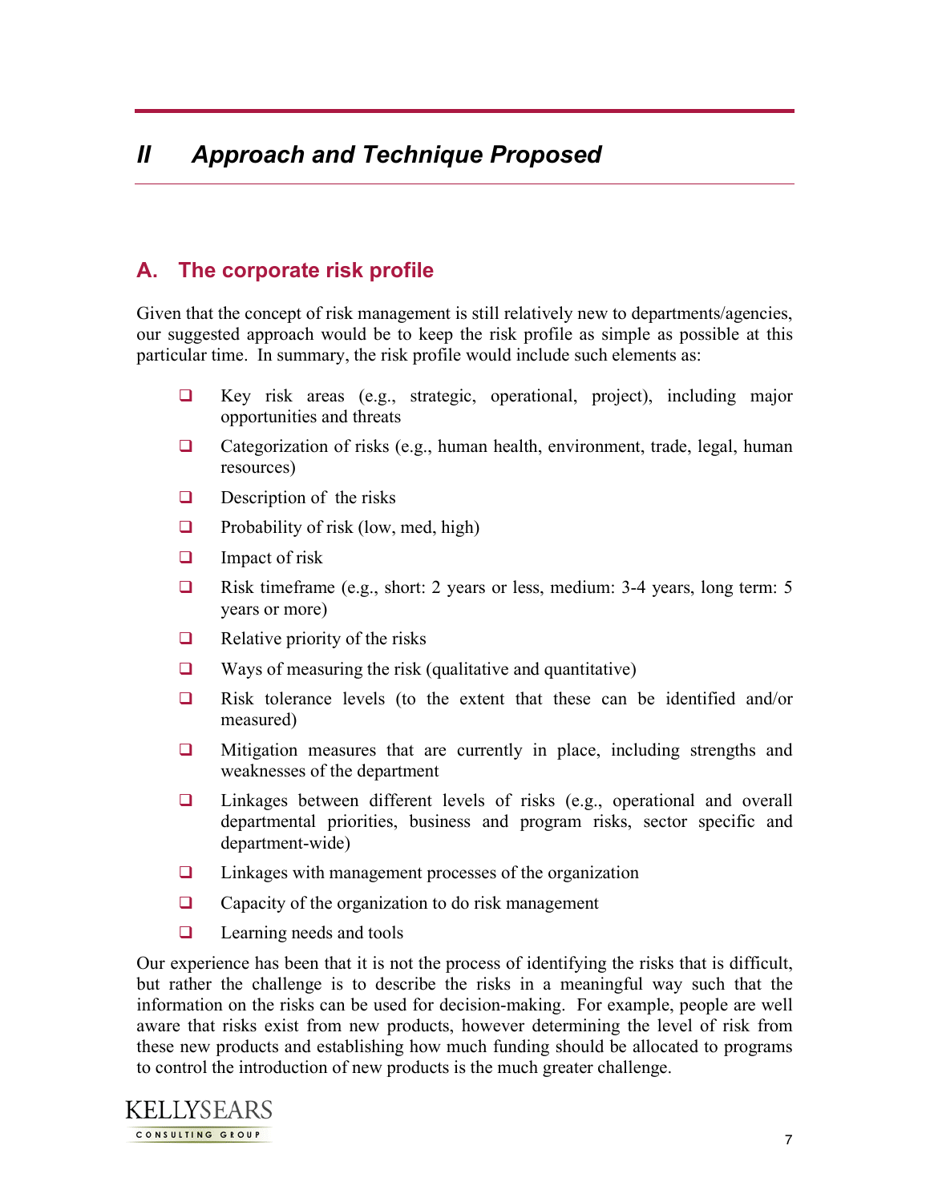# II Approach and Technique Proposed

## A. The corporate risk profile

Given that the concept of risk management is still relatively new to departments/agencies, our suggested approach would be to keep the risk profile as simple as possible at this particular time. In summary, the risk profile would include such elements as:

- Key risk areas (e.g., strategic, operational, project), including major opportunities and threats
- Categorization of risks (e.g., human health, environment, trade, legal, human resources)
- Description of the risks
- Probability of risk (low, med, high)
- Impact of risk
- Risk timeframe (e.g., short: 2 years or less, medium: 3-4 years, long term: 5 years or more)
- Relative priority of the risks
- Ways of measuring the risk (qualitative and quantitative)
- Risk tolerance levels (to the extent that these can be identified and/or measured)
- Mitigation measures that are currently in place, including strengths and weaknesses of the department
- Linkages between different levels of risks (e.g., operational and overall departmental priorities, business and program risks, sector specific and department-wide)
- Linkages with management processes of the organization
- Capacity of the organization to do risk management
- Learning needs and tools

Our experience has been that it is not the process of identifying the risks that is difficult, but rather the challenge is to describe the risks in a meaningful way such that the information on the risks can be used for decision-making. For example, people are well aware that risks exist from new products, however determining the level of risk from these new products and establishing how much funding should be allocated to programs to control the introduction of new products is the much greater challenge.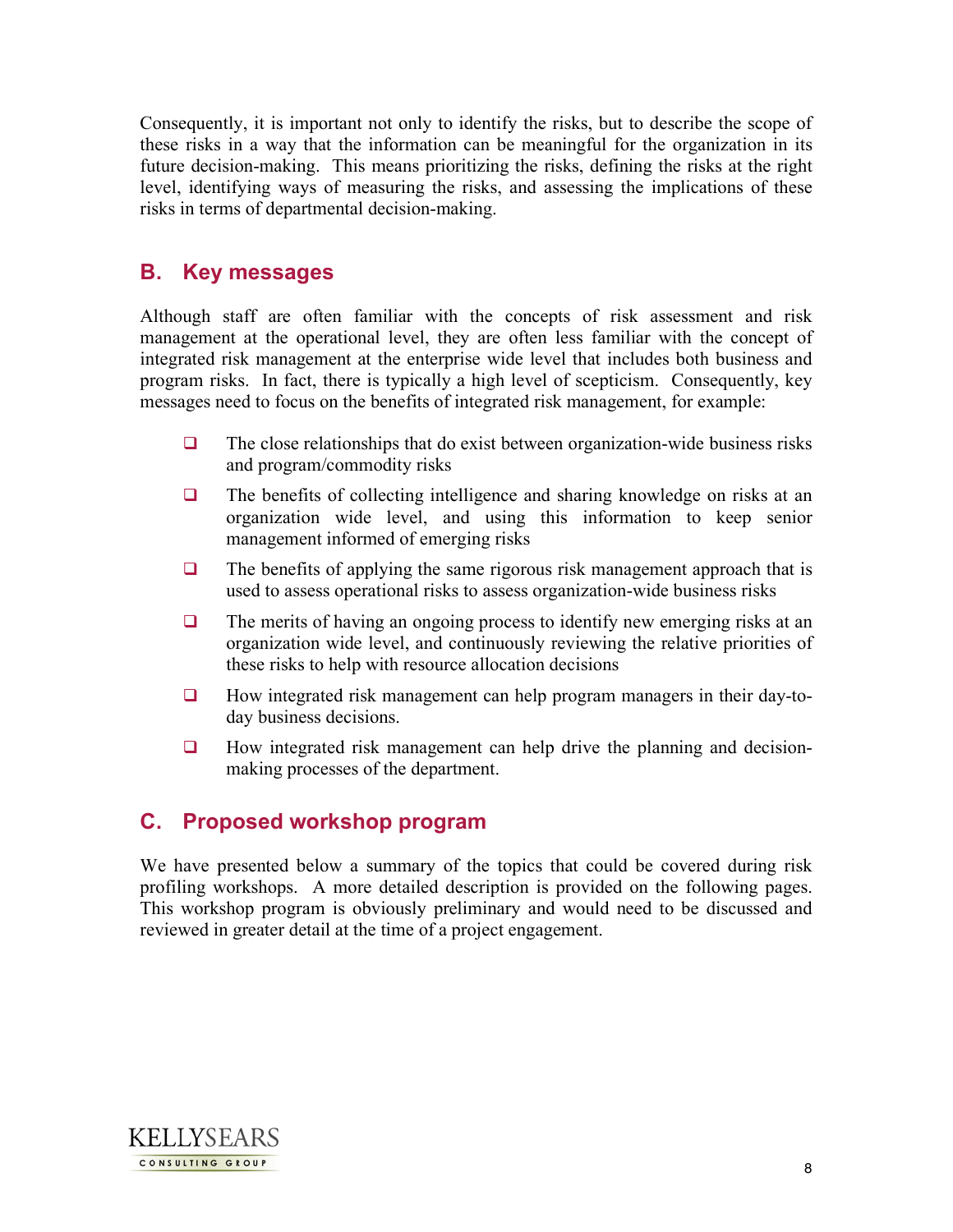Consequently, it is important not only to identify the risks, but to describe the scope of these risks in a way that the information can be meaningful for the organization in its future decision-making. This means prioritizing the risks, defining the risks at the right level, identifying ways of measuring the risks, and assessing the implications of these risks in terms of departmental decision-making.

## B. Key messages

Although staff are often familiar with the concepts of risk assessment and risk management at the operational level, they are often less familiar with the concept of integrated risk management at the enterprise wide level that includes both business and program risks. In fact, there is typically a high level of scepticism. Consequently, key messages need to focus on the benefits of integrated risk management, for example:

- The close relationships that do exist between organization-wide business risks and program/commodity risks
- The benefits of collecting intelligence and sharing knowledge on risks at an organization wide level, and using this information to keep senior management informed of emerging risks
- The benefits of applying the same rigorous risk management approach that is used to assess operational risks to assess organization-wide business risks
- The merits of having an ongoing process to identify new emerging risks at an organization wide level, and continuously reviewing the relative priorities of these risks to help with resource allocation decisions
- How integrated risk management can help program managers in their day-to-day business decisions.
- How integrated risk management can help drive the planning and decision-making processes of the department.

## C. Proposed workshop program

We have presented below a summary of the topics that could be covered during risk profiling workshops. A more detailed description is provided on the following pages. This workshop program is obviously preliminary and would need to be discussed and reviewed in greater detail at the time of a project engagement.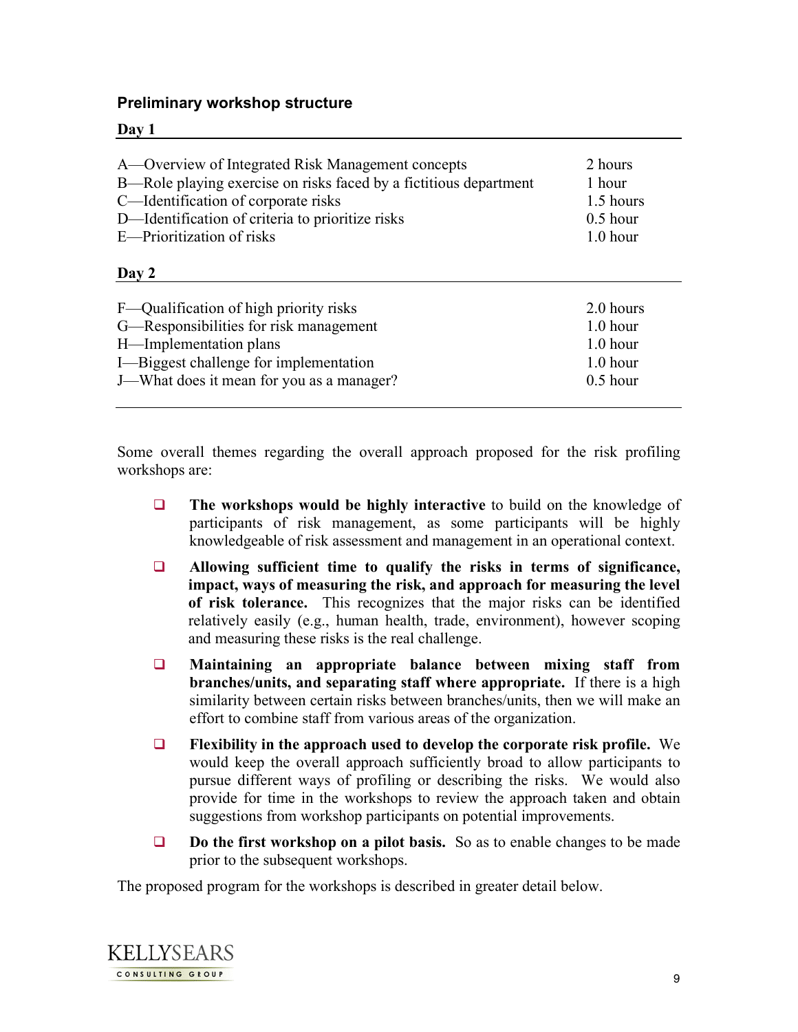### Preliminary workshop structure

**Day 1**

| | |
|---|---|
| A—Overview of Integrated Risk Management concepts | 2 hours |
| B—Role playing exercise on risks faced by a fictitious department | 1 hour |
| C—Identification of corporate risks | 1.5 hours |
| D—Identification of criteria to prioritize risks | 0.5 hour |
| E—Prioritization of risks | 1.0 hour |

**Day 2**

| | |
|---|---|
| F—Qualification of high priority risks | 2.0 hours |
| G—Responsibilities for risk management | 1.0 hour |
| H—Implementation plans | 1.0 hour |
| I—Biggest challenge for implementation | 1.0 hour |
| J—What does it mean for you as a manager? | 0.5 hour |

Some overall themes regarding the overall approach proposed for the risk profiling workshops are:

- **The workshops would be highly interactive** to build on the knowledge of participants of risk management, as some participants will be highly knowledgeable of risk assessment and management in an operational context.
- **Allowing sufficient time to qualify the risks in terms of significance, impact, ways of measuring the risk, and approach for measuring the level of risk tolerance.** This recognizes that the major risks can be identified relatively easily (e.g., human health, trade, environment), however scoping and measuring these risks is the real challenge.
- **Maintaining an appropriate balance between mixing staff from branches/units, and separating staff where appropriate.** If there is a high similarity between certain risks between branches/units, then we will make an effort to combine staff from various areas of the organization.
- **Flexibility in the approach used to develop the corporate risk profile.** We would keep the overall approach sufficiently broad to allow participants to pursue different ways of profiling or describing the risks. We would also provide for time in the workshops to review the approach taken and obtain suggestions from workshop participants on potential improvements.
- **Do the first workshop on a pilot basis.** So as to enable changes to be made prior to the subsequent workshops.

The proposed program for the workshops is described in greater detail below.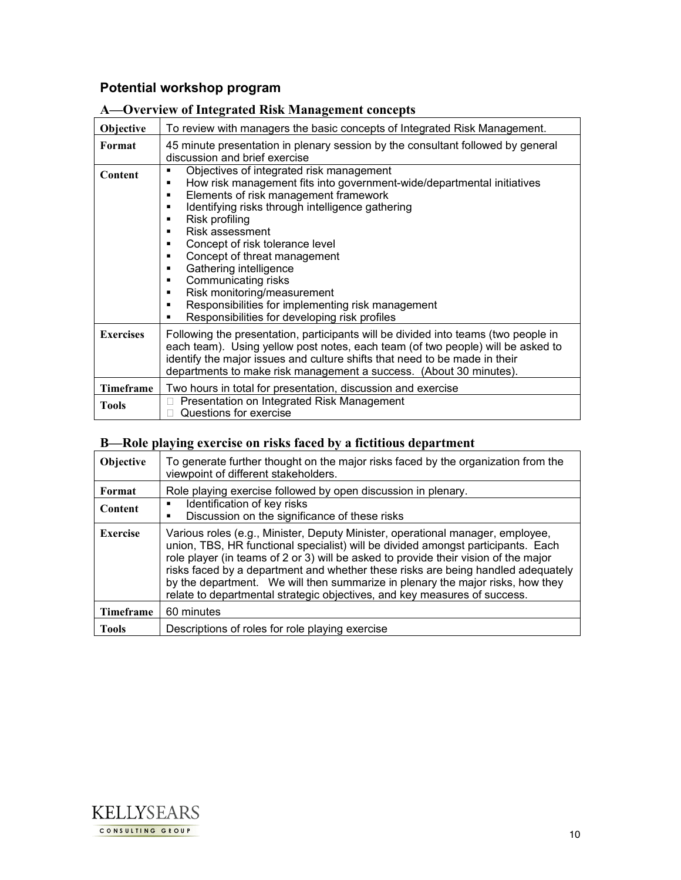## Potential workshop program

### A—Overview of Integrated Risk Management concepts

| | |
|---|---|
| **Objective** | To review with managers the basic concepts of Integrated Risk Management. |
| **Format** | 45 minute presentation in plenary session by the consultant followed by general discussion and brief exercise |
| **Content** | ▪ Objectives of integrated risk management<br>▪ How risk management fits into government-wide/departmental initiatives<br>▪ Elements of risk management framework<br>▪ Identifying risks through intelligence gathering<br>▪ Risk profiling<br>▪ Risk assessment<br>▪ Concept of risk tolerance level<br>▪ Concept of threat management<br>▪ Gathering intelligence<br>▪ Communicating risks<br>▪ Risk monitoring/measurement<br>▪ Responsibilities for implementing risk management<br>▪ Responsibilities for developing risk profiles |
| **Exercises** | Following the presentation, participants will be divided into teams (two people in each team). Using yellow post notes, each team (of two people) will be asked to identify the major issues and culture shifts that need to be made in their departments to make risk management a success. (About 30 minutes). |
| **Timeframe** | Two hours in total for presentation, discussion and exercise |
| **Tools** | □ Presentation on Integrated Risk Management<br>□ Questions for exercise |

### B—Role playing exercise on risks faced by a fictitious department

| | |
|---|---|
| **Objective** | To generate further thought on the major risks faced by the organization from the viewpoint of different stakeholders. |
| **Format** | Role playing exercise followed by open discussion in plenary. |
| **Content** | ▪ Identification of key risks<br>▪ Discussion on the significance of these risks |
| **Exercise** | Various roles (e.g., Minister, Deputy Minister, operational manager, employee, union, TBS, HR functional specialist) will be divided amongst participants. Each role player (in teams of 2 or 3) will be asked to provide their vision of the major risks faced by a department and whether these risks are being handled adequately by the department. We will then summarize in plenary the major risks, how they relate to departmental strategic objectives, and key measures of success. |
| **Timeframe** | 60 minutes |
| **Tools** | Descriptions of roles for role playing exercise |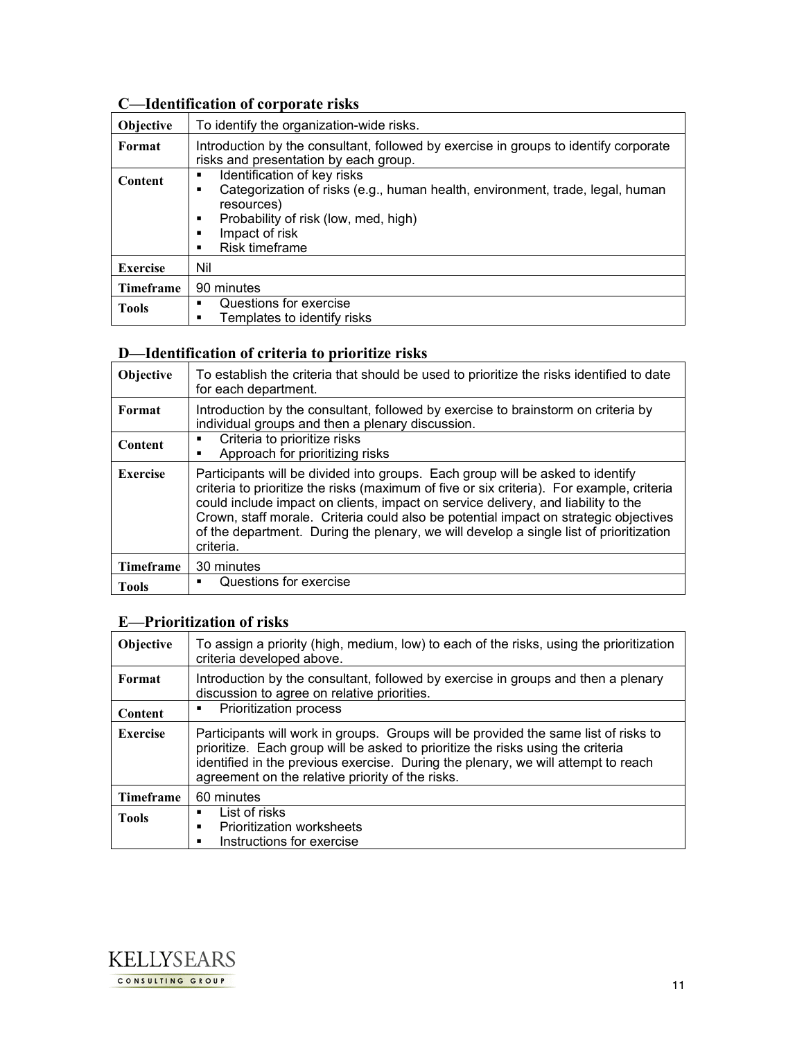### C—Identification of corporate risks

| | |
|---|---|
| **Objective** | To identify the organization-wide risks. |
| **Format** | Introduction by the consultant, followed by exercise in groups to identify corporate risks and presentation by each group. |
| **Content** | ▪ Identification of key risks<br>▪ Categorization of risks (e.g., human health, environment, trade, legal, human resources)<br>▪ Probability of risk (low, med, high)<br>▪ Impact of risk<br>▪ Risk timeframe |
| **Exercise** | Nil |
| **Timeframe** | 90 minutes |
| **Tools** | ▪ Questions for exercise<br>▪ Templates to identify risks |

### D—Identification of criteria to prioritize risks

| | |
|---|---|
| **Objective** | To establish the criteria that should be used to prioritize the risks identified to date for each department. |
| **Format** | Introduction by the consultant, followed by exercise to brainstorm on criteria by individual groups and then a plenary discussion. |
| **Content** | ▪ Criteria to prioritize risks<br>▪ Approach for prioritizing risks |
| **Exercise** | Participants will be divided into groups. Each group will be asked to identify criteria to prioritize the risks (maximum of five or six criteria). For example, criteria could include impact on clients, impact on service delivery, and liability to the Crown, staff morale. Criteria could also be potential impact on strategic objectives of the department. During the plenary, we will develop a single list of prioritization criteria. |
| **Timeframe** | 30 minutes |
| **Tools** | ▪ Questions for exercise |

### E—Prioritization of risks

| | |
|---|---|
| **Objective** | To assign a priority (high, medium, low) to each of the risks, using the prioritization criteria developed above. |
| **Format** | Introduction by the consultant, followed by exercise in groups and then a plenary discussion to agree on relative priorities. |
| **Content** | ▪ Prioritization process |
| **Exercise** | Participants will work in groups. Groups will be provided the same list of risks to prioritize. Each group will be asked to prioritize the risks using the criteria identified in the previous exercise. During the plenary, we will attempt to reach agreement on the relative priority of the risks. |
| **Timeframe** | 60 minutes |
| **Tools** | ▪ List of risks<br>▪ Prioritization worksheets<br>▪ Instructions for exercise |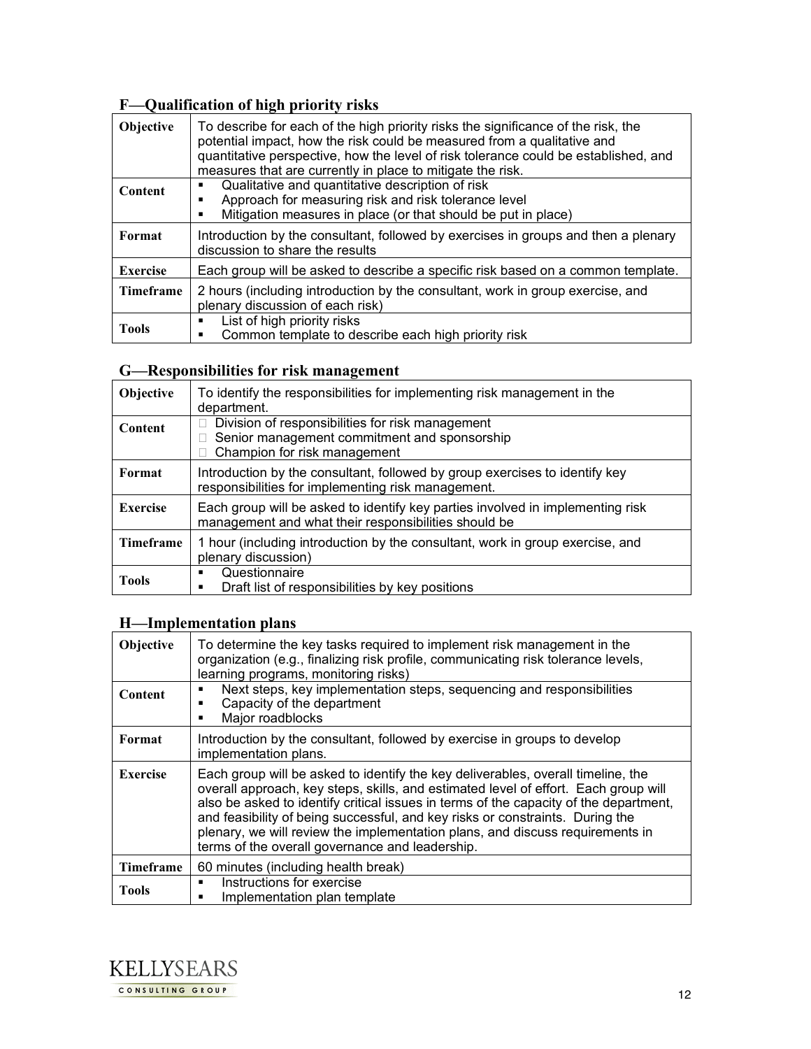### F—Qualification of high priority risks

| | |
|---|---|
| **Objective** | To describe for each of the high priority risks the significance of the risk, the potential impact, how the risk could be measured from a qualitative and quantitative perspective, how the level of risk tolerance could be established, and measures that are currently in place to mitigate the risk. |
| **Content** | ▪ Qualitative and quantitative description of risk<br>▪ Approach for measuring risk and risk tolerance level<br>▪ Mitigation measures in place (or that should be put in place) |
| **Format** | Introduction by the consultant, followed by exercises in groups and then a plenary discussion to share the results |
| **Exercise** | Each group will be asked to describe a specific risk based on a common template. |
| **Timeframe** | 2 hours (including introduction by the consultant, work in group exercise, and plenary discussion of each risk) |
| **Tools** | ▪ List of high priority risks<br>▪ Common template to describe each high priority risk |

### G—Responsibilities for risk management

| | |
|---|---|
| **Objective** | To identify the responsibilities for implementing risk management in the department. |
| **Content** | ▪ Division of responsibilities for risk management<br>▪ Senior management commitment and sponsorship<br>▪ Champion for risk management |
| **Format** | Introduction by the consultant, followed by group exercises to identify key responsibilities for implementing risk management. |
| **Exercise** | Each group will be asked to identify key parties involved in implementing risk management and what their responsibilities should be |
| **Timeframe** | 1 hour (including introduction by the consultant, work in group exercise, and plenary discussion) |
| **Tools** | ▪ Questionnaire<br>▪ Draft list of responsibilities by key positions |

### H—Implementation plans

| | |
|---|---|
| **Objective** | To determine the key tasks required to implement risk management in the organization (e.g., finalizing risk profile, communicating risk tolerance levels, learning programs, monitoring risks) |
| **Content** | ▪ Next steps, key implementation steps, sequencing and responsibilities<br>▪ Capacity of the department<br>▪ Major roadblocks |
| **Format** | Introduction by the consultant, followed by exercise in groups to develop implementation plans. |
| **Exercise** | Each group will be asked to identify the key deliverables, overall timeline, the overall approach, key steps, skills, and estimated level of effort. Each group will also be asked to identify critical issues in terms of the capacity of the department, and feasibility of being successful, and key risks or constraints. During the plenary, we will review the implementation plans, and discuss requirements in terms of the overall governance and leadership. |
| **Timeframe** | 60 minutes (including health break) |
| **Tools** | ▪ Instructions for exercise<br>▪ Implementation plan template |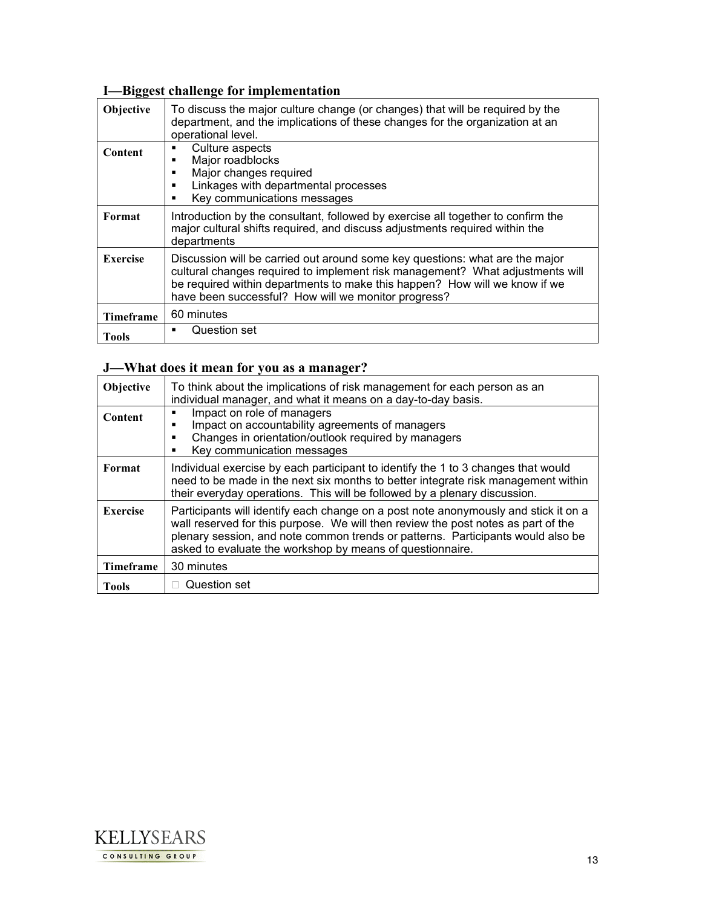### I—Biggest challenge for implementation

| | |
|---|---|
| **Objective** | To discuss the major culture change (or changes) that will be required by the department, and the implications of these changes for the organization at an operational level. |
| **Content** | ▪ Culture aspects<br>▪ Major roadblocks<br>▪ Major changes required<br>▪ Linkages with departmental processes<br>▪ Key communications messages |
| **Format** | Introduction by the consultant, followed by exercise all together to confirm the major cultural shifts required, and discuss adjustments required within the departments |
| **Exercise** | Discussion will be carried out around some key questions: what are the major cultural changes required to implement risk management? What adjustments will be required within departments to make this happen? How will we know if we have been successful? How will we monitor progress? |
| **Timeframe** | 60 minutes |
| **Tools** | ▪ Question set |

### J—What does it mean for you as a manager?

| | |
|---|---|
| **Objective** | To think about the implications of risk management for each person as an individual manager, and what it means on a day-to-day basis. |
| **Content** | ▪ Impact on role of managers<br>▪ Impact on accountability agreements of managers<br>▪ Changes in orientation/outlook required by managers<br>▪ Key communication messages |
| **Format** | Individual exercise by each participant to identify the 1 to 3 changes that would need to be made in the next six months to better integrate risk management within their everyday operations. This will be followed by a plenary discussion. |
| **Exercise** | Participants will identify each change on a post note anonymously and stick it on a wall reserved for this purpose. We will then review the post notes as part of the plenary session, and note common trends or patterns. Participants would also be asked to evaluate the workshop by means of questionnaire. |
| **Timeframe** | 30 minutes |
| **Tools** | ▪ Question set |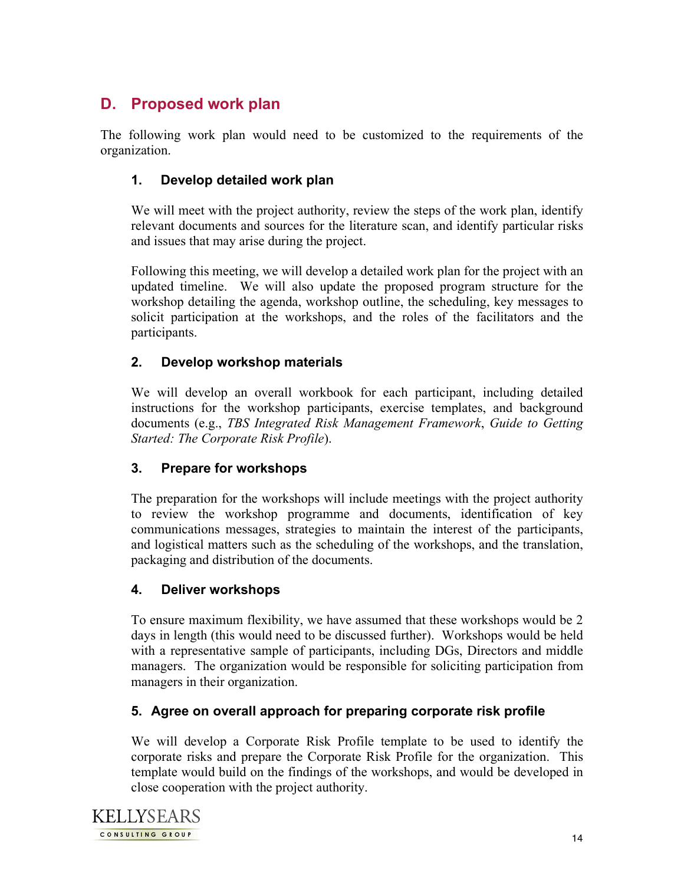## D. Proposed work plan

The following work plan would need to be customized to the requirements of the organization.

### 1. Develop detailed work plan

We will meet with the project authority, review the steps of the work plan, identify relevant documents and sources for the literature scan, and identify particular risks and issues that may arise during the project.

Following this meeting, we will develop a detailed work plan for the project with an updated timeline. We will also update the proposed program structure for the workshop detailing the agenda, workshop outline, the scheduling, key messages to solicit participation at the workshops, and the roles of the facilitators and the participants.

### 2. Develop workshop materials

We will develop an overall workbook for each participant, including detailed instructions for the workshop participants, exercise templates, and background documents (e.g., *TBS Integrated Risk Management Framework*, *Guide to Getting Started: The Corporate Risk Profile*).

### 3. Prepare for workshops

The preparation for the workshops will include meetings with the project authority to review the workshop programme and documents, identification of key communications messages, strategies to maintain the interest of the participants, and logistical matters such as the scheduling of the workshops, and the translation, packaging and distribution of the documents.

### 4. Deliver workshops

To ensure maximum flexibility, we have assumed that these workshops would be 2 days in length (this would need to be discussed further). Workshops would be held with a representative sample of participants, including DGs, Directors and middle managers. The organization would be responsible for soliciting participation from managers in their organization.

### 5. Agree on overall approach for preparing corporate risk profile

We will develop a Corporate Risk Profile template to be used to identify the corporate risks and prepare the Corporate Risk Profile for the organization. This template would build on the findings of the workshops, and would be developed in close cooperation with the project authority.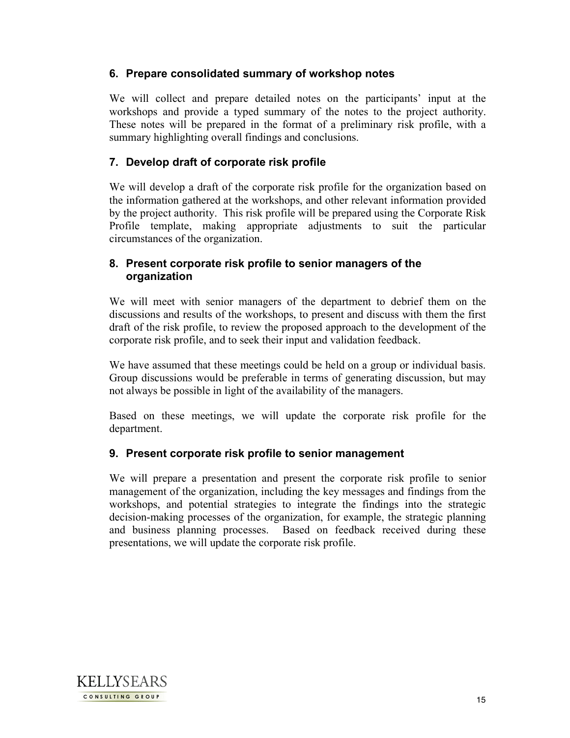### 6. Prepare consolidated summary of workshop notes

We will collect and prepare detailed notes on the participants' input at the workshops and provide a typed summary of the notes to the project authority. These notes will be prepared in the format of a preliminary risk profile, with a summary highlighting overall findings and conclusions.

### 7. Develop draft of corporate risk profile

We will develop a draft of the corporate risk profile for the organization based on the information gathered at the workshops, and other relevant information provided by the project authority. This risk profile will be prepared using the Corporate Risk Profile template, making appropriate adjustments to suit the particular circumstances of the organization.

### 8. Present corporate risk profile to senior managers of the organization

We will meet with senior managers of the department to debrief them on the discussions and results of the workshops, to present and discuss with them the first draft of the risk profile, to review the proposed approach to the development of the corporate risk profile, and to seek their input and validation feedback.

We have assumed that these meetings could be held on a group or individual basis. Group discussions would be preferable in terms of generating discussion, but may not always be possible in light of the availability of the managers.

Based on these meetings, we will update the corporate risk profile for the department.

### 9. Present corporate risk profile to senior management

We will prepare a presentation and present the corporate risk profile to senior management of the organization, including the key messages and findings from the workshops, and potential strategies to integrate the findings into the strategic decision-making processes of the organization, for example, the strategic planning and business planning processes. Based on feedback received during these presentations, we will update the corporate risk profile.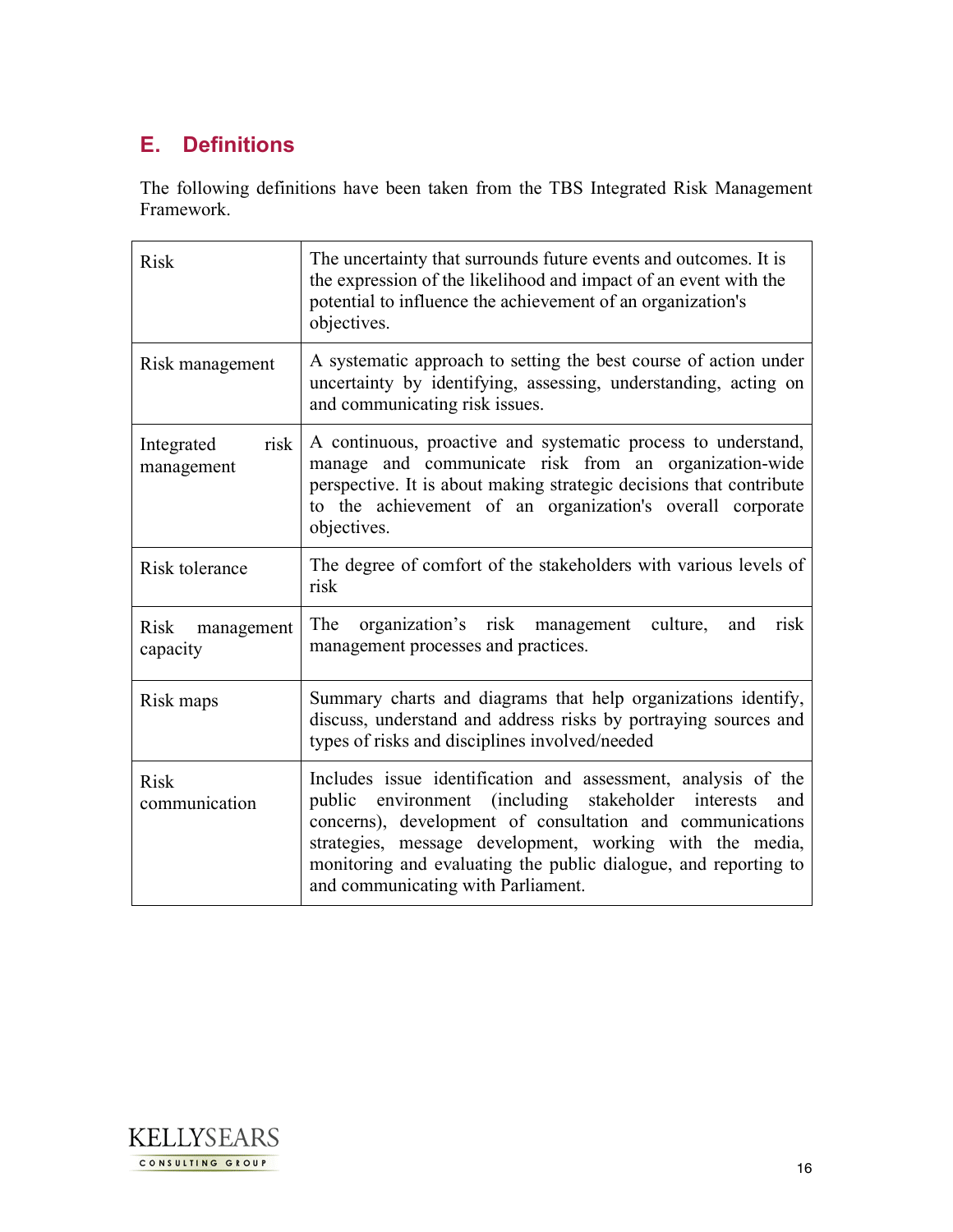## E. Definitions

The following definitions have been taken from the TBS Integrated Risk Management Framework.

| | |
|---|---|
| Risk | The uncertainty that surrounds future events and outcomes. It is the expression of the likelihood and impact of an event with the potential to influence the achievement of an organization's objectives. |
| Risk management | A systematic approach to setting the best course of action under uncertainty by identifying, assessing, understanding, acting on and communicating risk issues. |
| Integrated risk management | A continuous, proactive and systematic process to understand, manage and communicate risk from an organization-wide perspective. It is about making strategic decisions that contribute to the achievement of an organization's overall corporate objectives. |
| Risk tolerance | The degree of comfort of the stakeholders with various levels of risk |
| Risk management capacity | The organization's risk management culture, and risk management processes and practices. |
| Risk maps | Summary charts and diagrams that help organizations identify, discuss, understand and address risks by portraying sources and types of risks and disciplines involved/needed |
| Risk communication | Includes issue identification and assessment, analysis of the public environment (including stakeholder interests and concerns), development of consultation and communications strategies, message development, working with the media, monitoring and evaluating the public dialogue, and reporting to and communicating with Parliament. |

KELLYSEARS CONSULTING GROUP